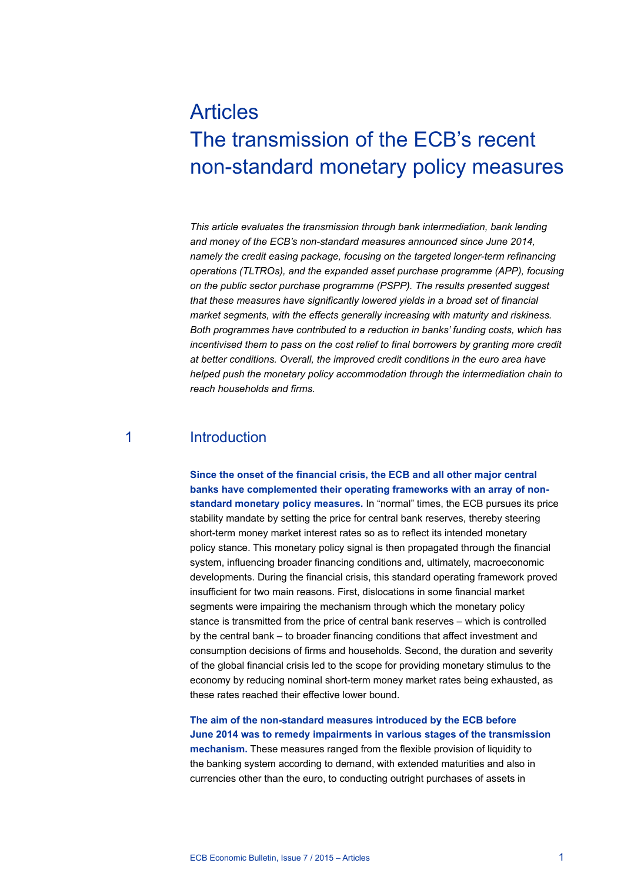# Articles
# The transmission of the ECB's recent non-standard monetary policy measures

*This article evaluates the transmission through bank intermediation, bank lending and money of the ECB's non-standard measures announced since June 2014, namely the credit easing package, focusing on the targeted longer-term refinancing operations (TLTROs), and the expanded asset purchase programme (APP), focusing on the public sector purchase programme (PSPP). The results presented suggest that these measures have significantly lowered yields in a broad set of financial market segments, with the effects generally increasing with maturity and riskiness. Both programmes have contributed to a reduction in banks' funding costs, which has incentivised them to pass on the cost relief to final borrowers by granting more credit at better conditions. Overall, the improved credit conditions in the euro area have helped push the monetary policy accommodation through the intermediation chain to reach households and firms.*

## 1 Introduction

**Since the onset of the financial crisis, the ECB and all other major central banks have complemented their operating frameworks with an array of non-standard monetary policy measures.** In "normal" times, the ECB pursues its price stability mandate by setting the price for central bank reserves, thereby steering short-term money market interest rates so as to reflect its intended monetary policy stance. This monetary policy signal is then propagated through the financial system, influencing broader financing conditions and, ultimately, macroeconomic developments. During the financial crisis, this standard operating framework proved insufficient for two main reasons. First, dislocations in some financial market segments were impairing the mechanism through which the monetary policy stance is transmitted from the price of central bank reserves – which is controlled by the central bank – to broader financing conditions that affect investment and consumption decisions of firms and households. Second, the duration and severity of the global financial crisis led to the scope for providing monetary stimulus to the economy by reducing nominal short-term money market rates being exhausted, as these rates reached their effective lower bound.

**The aim of the non-standard measures introduced by the ECB before June 2014 was to remedy impairments in various stages of the transmission mechanism.** These measures ranged from the flexible provision of liquidity to the banking system according to demand, with extended maturities and also in currencies other than the euro, to conducting outright purchases of assets in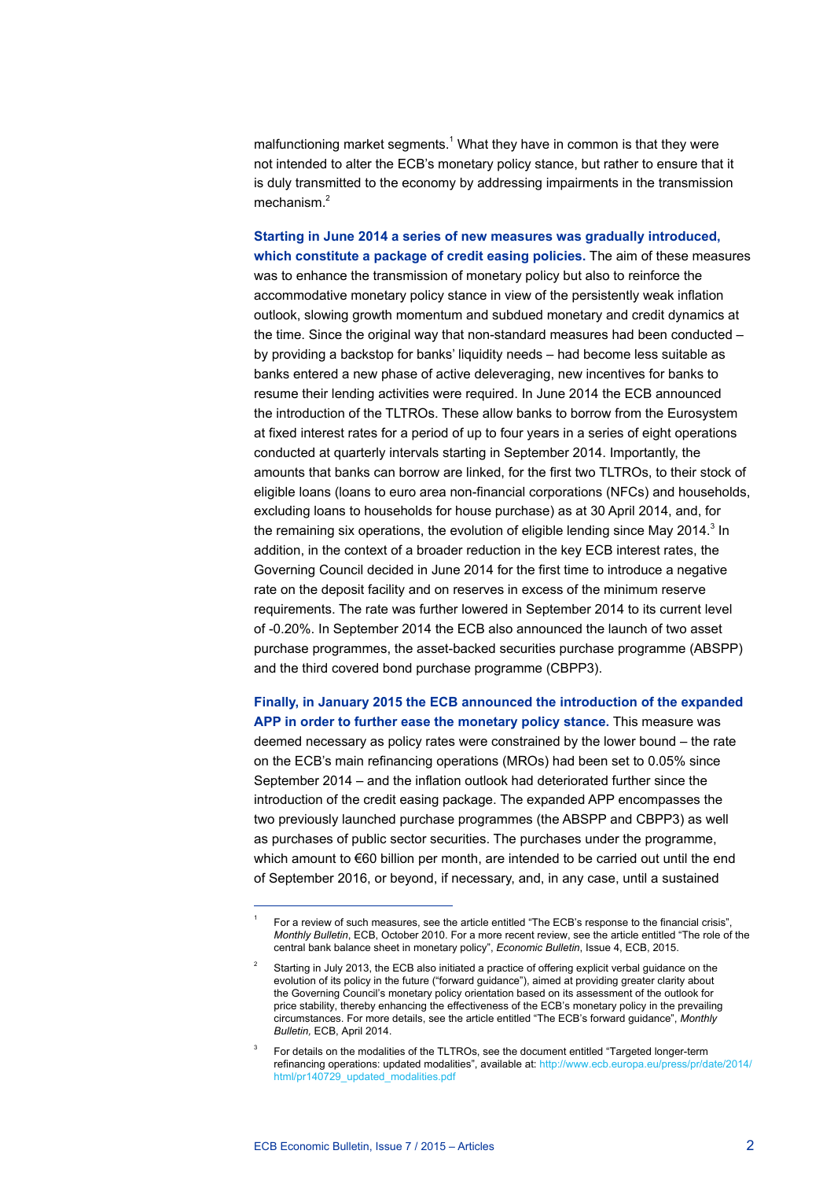malfunctioning market segments.[1] What they have in common is that they were not intended to alter the ECB's monetary policy stance, but rather to ensure that it is duly transmitted to the economy by addressing impairments in the transmission mechanism.[2]

**Starting in June 2014 a series of new measures was gradually introduced, which constitute a package of credit easing policies.** The aim of these measures was to enhance the transmission of monetary policy but also to reinforce the accommodative monetary policy stance in view of the persistently weak inflation outlook, slowing growth momentum and subdued monetary and credit dynamics at the time. Since the original way that non-standard measures had been conducted – by providing a backstop for banks' liquidity needs – had become less suitable as banks entered a new phase of active deleveraging, new incentives for banks to resume their lending activities were required. In June 2014 the ECB announced the introduction of the TLTROs. These allow banks to borrow from the Eurosystem at fixed interest rates for a period of up to four years in a series of eight operations conducted at quarterly intervals starting in September 2014. Importantly, the amounts that banks can borrow are linked, for the first two TLTROs, to their stock of eligible loans (loans to euro area non-financial corporations (NFCs) and households, excluding loans to households for house purchase) as at 30 April 2014, and, for the remaining six operations, the evolution of eligible lending since May 2014.[3] In addition, in the context of a broader reduction in the key ECB interest rates, the Governing Council decided in June 2014 for the first time to introduce a negative rate on the deposit facility and on reserves in excess of the minimum reserve requirements. The rate was further lowered in September 2014 to its current level of -0.20%. In September 2014 the ECB also announced the launch of two asset purchase programmes, the asset-backed securities purchase programme (ABSPP) and the third covered bond purchase programme (CBPP3).

**Finally, in January 2015 the ECB announced the introduction of the expanded APP in order to further ease the monetary policy stance.** This measure was deemed necessary as policy rates were constrained by the lower bound – the rate on the ECB's main refinancing operations (MROs) had been set to 0.05% since September 2014 – and the inflation outlook had deteriorated further since the introduction of the credit easing package. The expanded APP encompasses the two previously launched purchase programmes (the ABSPP and CBPP3) as well as purchases of public sector securities. The purchases under the programme, which amount to €60 billion per month, are intended to be carried out until the end of September 2016, or beyond, if necessary, and, in any case, until a sustained

---

[1] For a review of such measures, see the article entitled "The ECB's response to the financial crisis", *Monthly Bulletin*, ECB, October 2010. For a more recent review, see the article entitled "The role of the central bank balance sheet in monetary policy", *Economic Bulletin*, Issue 4, ECB, 2015.

[2] Starting in July 2013, the ECB also initiated a practice of offering explicit verbal guidance on the evolution of its policy in the future ("forward guidance"), aimed at providing greater clarity about the Governing Council's monetary policy orientation based on its assessment of the outlook for price stability, thereby enhancing the effectiveness of the ECB's monetary policy in the prevailing circumstances. For more details, see the article entitled "The ECB's forward guidance", *Monthly Bulletin*, ECB, April 2014.

[3] For details on the modalities of the TLTROs, see the document entitled "Targeted longer-term refinancing operations: updated modalities", available at: http://www.ecb.europa.eu/press/pr/date/2014/html/pr140729_updated_modalities.pdf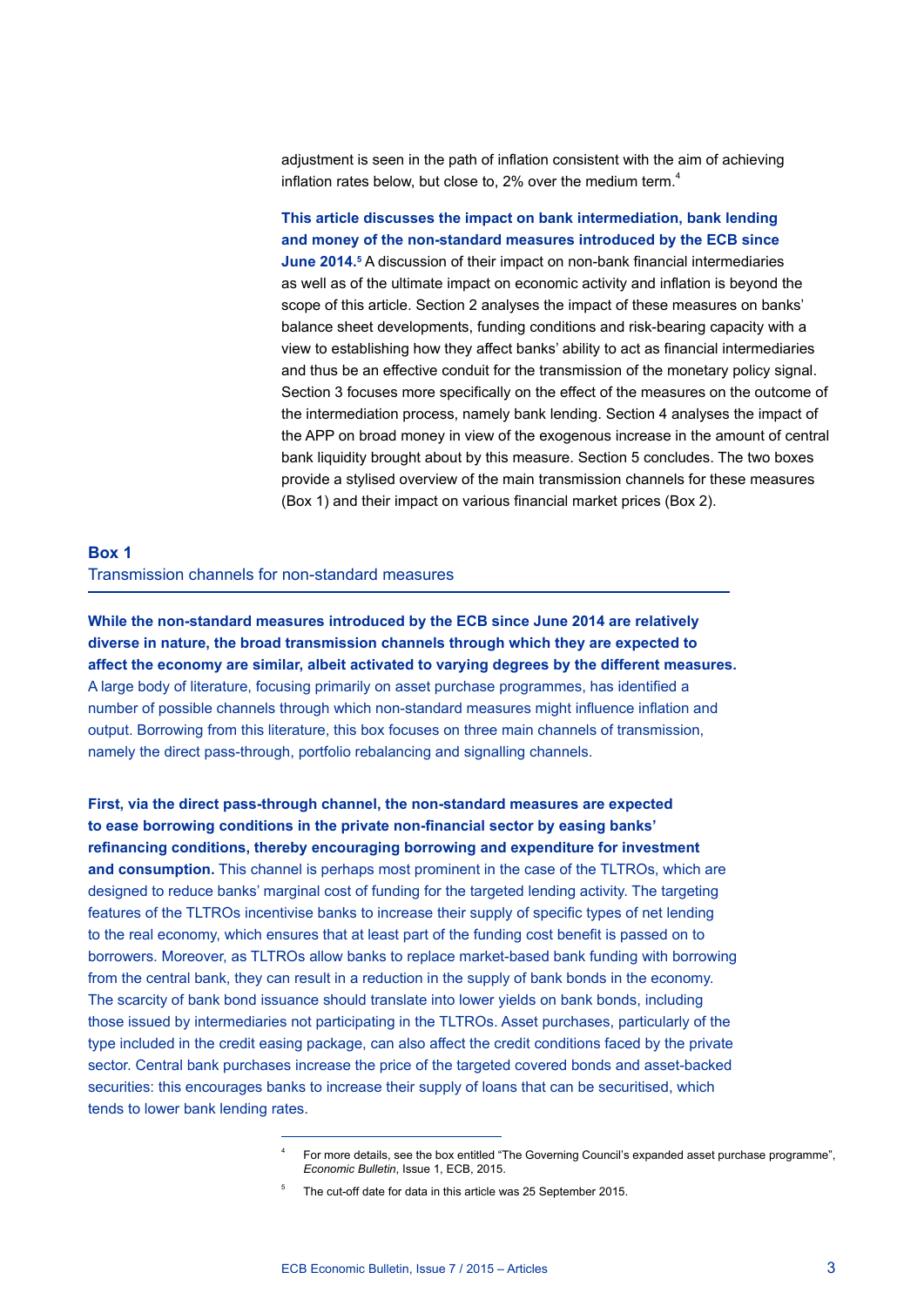adjustment is seen in the path of inflation consistent with the aim of achieving inflation rates below, but close to, 2% over the medium term.[4]

**This article discusses the impact on bank intermediation, bank lending and money of the non-standard measures introduced by the ECB since June 2014.**[5] A discussion of their impact on non-bank financial intermediaries as well as of the ultimate impact on economic activity and inflation is beyond the scope of this article. Section 2 analyses the impact of these measures on banks' balance sheet developments, funding conditions and risk-bearing capacity with a view to establishing how they affect banks' ability to act as financial intermediaries and thus be an effective conduit for the transmission of the monetary policy signal. Section 3 focuses more specifically on the effect of the measures on the outcome of the intermediation process, namely bank lending. Section 4 analyses the impact of the APP on broad money in view of the exogenous increase in the amount of central bank liquidity brought about by this measure. Section 5 concludes. The two boxes provide a stylised overview of the main transmission channels for these measures (Box 1) and their impact on various financial market prices (Box 2).

## Box 1
### Transmission channels for non-standard measures

**While the non-standard measures introduced by the ECB since June 2014 are relatively diverse in nature, the broad transmission channels through which they are expected to affect the economy are similar, albeit activated to varying degrees by the different measures.** A large body of literature, focusing primarily on asset purchase programmes, has identified a number of possible channels through which non-standard measures might influence inflation and output. Borrowing from this literature, this box focuses on three main channels of transmission, namely the direct pass-through, portfolio rebalancing and signalling channels.

**First, via the direct pass-through channel, the non-standard measures are expected to ease borrowing conditions in the private non-financial sector by easing banks' refinancing conditions, thereby encouraging borrowing and expenditure for investment and consumption.** This channel is perhaps most prominent in the case of the TLTROs, which are designed to reduce banks' marginal cost of funding for the targeted lending activity. The targeting features of the TLTROs incentivise banks to increase their supply of specific types of net lending to the real economy, which ensures that at least part of the funding cost benefit is passed on to borrowers. Moreover, as TLTROs allow banks to replace market-based bank funding with borrowing from the central bank, they can result in a reduction in the supply of bank bonds in the economy. The scarcity of bank bond issuance should translate into lower yields on bank bonds, including those issued by intermediaries not participating in the TLTROs. Asset purchases, particularly of the type included in the credit easing package, can also affect the credit conditions faced by the private sector. Central bank purchases increase the price of the targeted covered bonds and asset-backed securities: this encourages banks to increase their supply of loans that can be securitised, which tends to lower bank lending rates.

---

[4] For more details, see the box entitled "The Governing Council's expanded asset purchase programme", *Economic Bulletin*, Issue 1, ECB, 2015.

[5] The cut-off date for data in this article was 25 September 2015.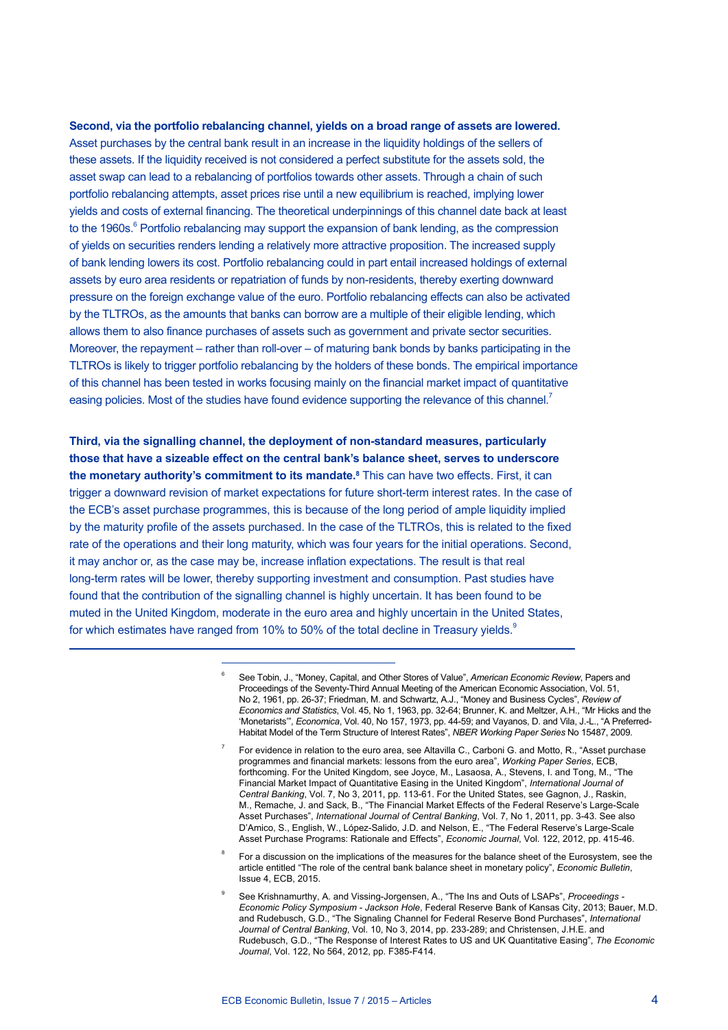**Second, via the portfolio rebalancing channel, yields on a broad range of assets are lowered.** Asset purchases by the central bank result in an increase in the liquidity holdings of the sellers of these assets. If the liquidity received is not considered a perfect substitute for the assets sold, the asset swap can lead to a rebalancing of portfolios towards other assets. Through a chain of such portfolio rebalancing attempts, asset prices rise until a new equilibrium is reached, implying lower yields and costs of external financing. The theoretical underpinnings of this channel date back at least to the 1960s.[6] Portfolio rebalancing may support the expansion of bank lending, as the compression of yields on securities renders lending a relatively more attractive proposition. The increased supply of bank lending lowers its cost. Portfolio rebalancing could in part entail increased holdings of external assets by euro area residents or repatriation of funds by non-residents, thereby exerting downward pressure on the foreign exchange value of the euro. Portfolio rebalancing effects can also be activated by the TLTROs, as the amounts that banks can borrow are a multiple of their eligible lending, which allows them to also finance purchases of assets such as government and private sector securities. Moreover, the repayment – rather than roll-over – of maturing bank bonds by banks participating in the TLTROs is likely to trigger portfolio rebalancing by the holders of these bonds. The empirical importance of this channel has been tested in works focusing mainly on the financial market impact of quantitative easing policies. Most of the studies have found evidence supporting the relevance of this channel.[7]

**Third, via the signalling channel, the deployment of non-standard measures, particularly those that have a sizeable effect on the central bank's balance sheet, serves to underscore the monetary authority's commitment to its mandate.**[8] This can have two effects. First, it can trigger a downward revision of market expectations for future short-term interest rates. In the case of the ECB's asset purchase programmes, this is because of the long period of ample liquidity implied by the maturity profile of the assets purchased. In the case of the TLTROs, this is related to the fixed rate of the operations and their long maturity, which was four years for the initial operations. Second, it may anchor or, as the case may be, increase inflation expectations. The result is that real long-term rates will be lower, thereby supporting investment and consumption. Past studies have found that the contribution of the signalling channel is highly uncertain. It has been found to be muted in the United Kingdom, moderate in the euro area and highly uncertain in the United States, for which estimates have ranged from 10% to 50% of the total decline in Treasury yields.[9]

---

[6] See Tobin, J., "Money, Capital, and Other Stores of Value", *American Economic Review*, Papers and Proceedings of the Seventy-Third Annual Meeting of the American Economic Association, Vol. 51, No 2, 1961, pp. 26-37; Friedman, M. and Schwartz, A.J., "Money and Business Cycles", *Review of Economics and Statistics*, Vol. 45, No 1, 1963, pp. 32-64; Brunner, K. and Meltzer, A.H., "Mr Hicks and the 'Monetarists'", *Economica*, Vol. 40, No 157, 1973, pp. 44-59; and Vayanos, D. and Vila, J.-L., "A Preferred-Habitat Model of the Term Structure of Interest Rates", *NBER Working Paper Series* No 15487, 2009.

[7] For evidence in relation to the euro area, see Altavilla C., Carboni G. and Motto, R., "Asset purchase programmes and financial markets: lessons from the euro area", *Working Paper Series*, ECB, forthcoming. For the United Kingdom, see Joyce, M., Lasaosa, A., Stevens, I. and Tong, M., "The Financial Market Impact of Quantitative Easing in the United Kingdom", *International Journal of Central Banking*, Vol. 7, No 3, 2011, pp. 113-61. For the United States, see Gagnon, J., Raskin, M., Remache, J. and Sack, B., "The Financial Market Effects of the Federal Reserve's Large-Scale Asset Purchases", *International Journal of Central Banking*, Vol. 7, No 1, 2011, pp. 3-43. See also D'Amico, S., English, W., López-Salido, J.D. and Nelson, E., "The Federal Reserve's Large-Scale Asset Purchase Programs: Rationale and Effects", *Economic Journal*, Vol. 122, 2012, pp. 415-46.

[8] For a discussion on the implications of the measures for the balance sheet of the Eurosystem, see the article entitled "The role of the central bank balance sheet in monetary policy", *Economic Bulletin*, Issue 4, ECB, 2015.

[9] See Krishnamurthy, A. and Vissing-Jorgensen, A., "The Ins and Outs of LSAPs", *Proceedings - Economic Policy Symposium - Jackson Hole*, Federal Reserve Bank of Kansas City, 2013; Bauer, M.D. and Rudebusch, G.D., "The Signaling Channel for Federal Reserve Bond Purchases", *International Journal of Central Banking*, Vol. 10, No 3, 2014, pp. 233-289; and Christensen, J.H.E. and Rudebusch, G.D., "The Response of Interest Rates to US and UK Quantitative Easing", *The Economic Journal*, Vol. 122, No 564, 2012, pp. F385-F414.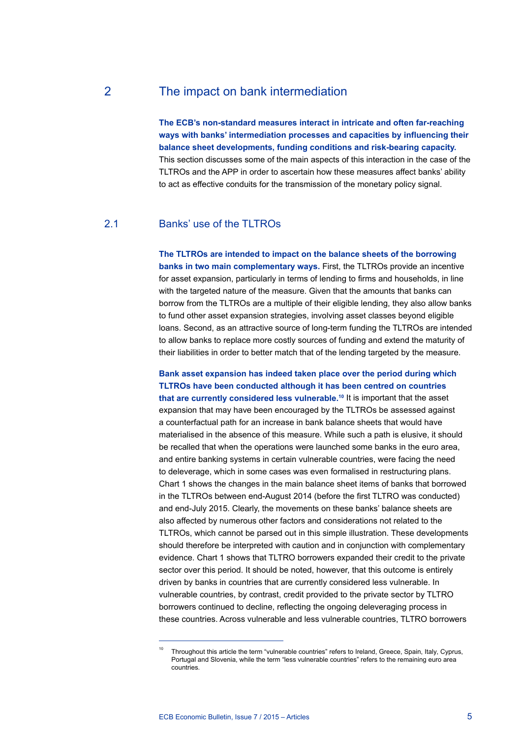## 2 The impact on bank intermediation

**The ECB's non-standard measures interact in intricate and often far-reaching ways with banks' intermediation processes and capacities by influencing their balance sheet developments, funding conditions and risk-bearing capacity.** This section discusses some of the main aspects of this interaction in the case of the TLTROs and the APP in order to ascertain how these measures affect banks' ability to act as effective conduits for the transmission of the monetary policy signal.

### 2.1 Banks' use of the TLTROs

**The TLTROs are intended to impact on the balance sheets of the borrowing banks in two main complementary ways.** First, the TLTROs provide an incentive for asset expansion, particularly in terms of lending to firms and households, in line with the targeted nature of the measure. Given that the amounts that banks can borrow from the TLTROs are a multiple of their eligible lending, they also allow banks to fund other asset expansion strategies, involving asset classes beyond eligible loans. Second, as an attractive source of long-term funding the TLTROs are intended to allow banks to replace more costly sources of funding and extend the maturity of their liabilities in order to better match that of the lending targeted by the measure.

**Bank asset expansion has indeed taken place over the period during which TLTROs have been conducted although it has been centred on countries that are currently considered less vulnerable.**[10] It is important that the asset expansion that may have been encouraged by the TLTROs be assessed against a counterfactual path for an increase in bank balance sheets that would have materialised in the absence of this measure. While such a path is elusive, it should be recalled that when the operations were launched some banks in the euro area, and entire banking systems in certain vulnerable countries, were facing the need to deleverage, which in some cases was even formalised in restructuring plans. Chart 1 shows the changes in the main balance sheet items of banks that borrowed in the TLTROs between end-August 2014 (before the first TLTRO was conducted) and end-July 2015. Clearly, the movements on these banks' balance sheets are also affected by numerous other factors and considerations not related to the TLTROs, which cannot be parsed out in this simple illustration. These developments should therefore be interpreted with caution and in conjunction with complementary evidence. Chart 1 shows that TLTRO borrowers expanded their credit to the private sector over this period. It should be noted, however, that this outcome is entirely driven by banks in countries that are currently considered less vulnerable. In vulnerable countries, by contrast, credit provided to the private sector by TLTRO borrowers continued to decline, reflecting the ongoing deleveraging process in these countries. Across vulnerable and less vulnerable countries, TLTRO borrowers

---

[10] Throughout this article the term "vulnerable countries" refers to Ireland, Greece, Spain, Italy, Cyprus, Portugal and Slovenia, while the term "less vulnerable countries" refers to the remaining euro area countries.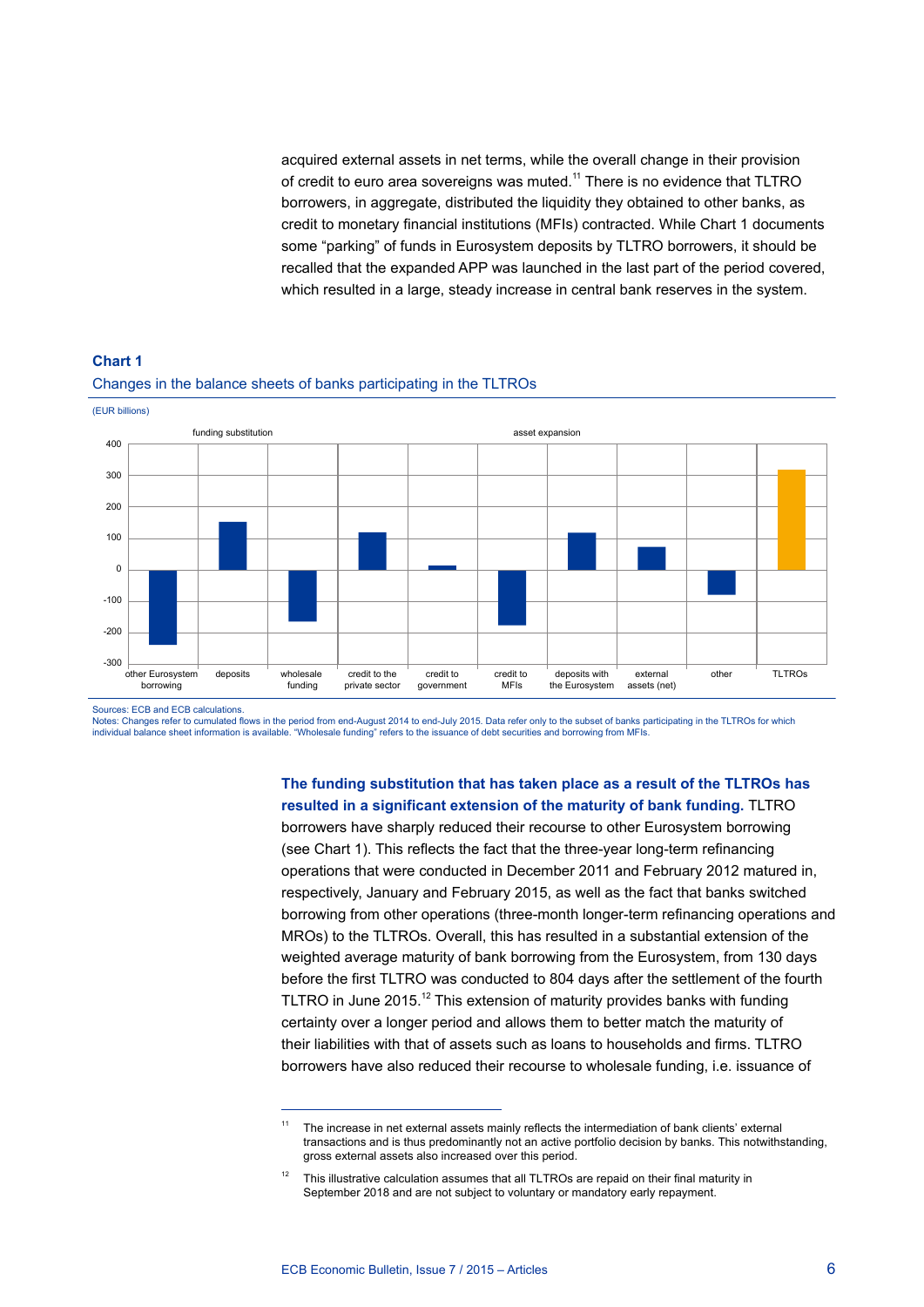acquired external assets in net terms, while the overall change in their provision of credit to euro area sovereigns was muted.[11] There is no evidence that TLTRO borrowers, in aggregate, distributed the liquidity they obtained to other banks, as credit to monetary financial institutions (MFIs) contracted. While Chart 1 documents some "parking" of funds in Eurosystem deposits by TLTRO borrowers, it should be recalled that the expanded APP was launched in the last part of the period covered, which resulted in a large, steady increase in central bank reserves in the system.

**Chart 1**
Changes in the balance sheets of banks participating in the TLTROs

(EUR billions)

funding substitution | asset expansion

400
300
200
100
0
-100
-200
-300

other Eurosystem borrowing | deposits | wholesale funding | credit to the private sector | credit to government | credit to MFIs | deposits with the Eurosystem | external assets (net) | other | TLTROs

Sources: ECB and ECB calculations.
Notes: Changes refer to cumulated flows in the period from end-August 2014 to end-July 2015. Data refer only to the subset of banks participating in the TLTROs for which individual balance sheet information is available. "Wholesale funding" refers to the issuance of debt securities and borrowing from MFIs.

**The funding substitution that has taken place as a result of the TLTROs has resulted in a significant extension of the maturity of bank funding.** TLTRO borrowers have sharply reduced their recourse to other Eurosystem borrowing (see Chart 1). This reflects the fact that the three-year long-term refinancing operations that were conducted in December 2011 and February 2012 matured in, respectively, January and February 2015, as well as the fact that banks switched borrowing from other operations (three-month longer-term refinancing operations and MROs) to the TLTROs. Overall, this has resulted in a substantial extension of the weighted average maturity of bank borrowing from the Eurosystem, from 130 days before the first TLTRO was conducted to 804 days after the settlement of the fourth TLTRO in June 2015.[12] This extension of maturity provides banks with funding certainty over a longer period and allows them to better match the maturity of their liabilities with that of assets such as loans to households and firms. TLTRO borrowers have also reduced their recourse to wholesale funding, i.e. issuance of

[11] The increase in net external assets mainly reflects the intermediation of bank clients' external transactions and is thus predominantly not an active portfolio decision by banks. This notwithstanding, gross external assets also increased over this period.

[12] This illustrative calculation assumes that all TLTROs are repaid on their final maturity in September 2018 and are not subject to voluntary or mandatory early repayment.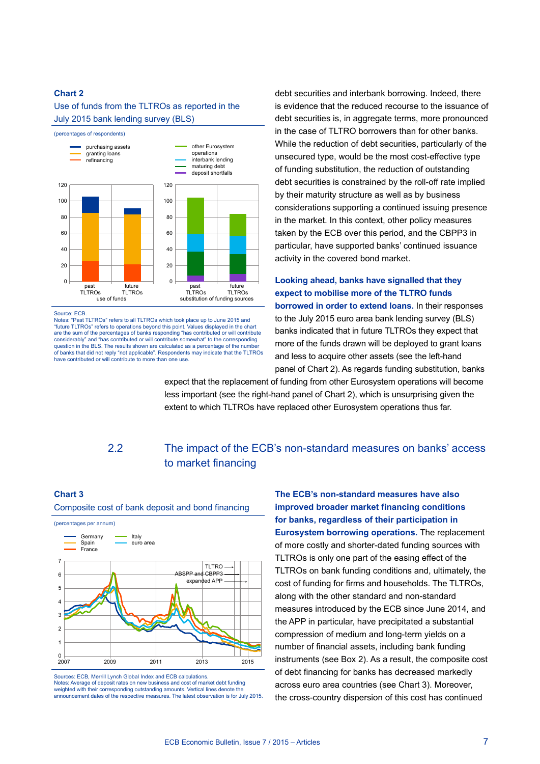**Chart 2**

Use of funds from the TLTROs as reported in the July 2015 bank lending survey (BLS)

(percentages of respondents)

Source: ECB.
Notes: "Past TLTROs" refers to all TLTROs which took place up to June 2015 and "future TLTROs" refers to operations beyond this point. Values displayed in the chart are the sum of the percentages of banks responding "has contributed or will contribute considerably" and "has contributed or will contribute somewhat" to the corresponding question in the BLS. The results shown are calculated as a percentage of the number of banks that did not reply "not applicable". Respondents may indicate that the TLTROs have contributed or will contribute to more than one use.

debt securities and interbank borrowing. Indeed, there is evidence that the reduced recourse to the issuance of debt securities is, in aggregate terms, more pronounced in the case of TLTRO borrowers than for other banks. While the reduction of debt securities, particularly of the unsecured type, would be the most cost-effective type of funding substitution, the reduction of outstanding debt securities is constrained by the roll-off rate implied by their maturity structure as well as by business considerations supporting a continued issuing presence in the market. In this context, other policy measures taken by the ECB over this period, and the CBPP3 in particular, have supported banks' continued issuance activity in the covered bond market.

**Looking ahead, banks have signalled that they expect to mobilise more of the TLTRO funds borrowed in order to extend loans.** In their responses to the July 2015 euro area bank lending survey (BLS) banks indicated that in future TLTROs they expect that more of the funds drawn will be deployed to grant loans and less to acquire other assets (see the left-hand panel of Chart 2). As regards funding substitution, banks expect that the replacement of funding from other Eurosystem operations will become less important (see the right-hand panel of Chart 2), which is unsurprising given the extent to which TLTROs have replaced other Eurosystem operations thus far.

## 2.2 The impact of the ECB's non-standard measures on banks' access to market financing

**Chart 3**

Composite cost of bank deposit and bond financing

(percentages per annum)

Sources: ECB, Merrill Lynch Global Index and ECB calculations.
Notes: Average of deposit rates on new business and cost of market debt funding weighted with their corresponding outstanding amounts. Vertical lines denote the announcement dates of the respective measures. The latest observation is for July 2015.

**The ECB's non-standard measures have also improved broader market financing conditions for banks, regardless of their participation in Eurosystem borrowing operations.** The replacement of more costly and shorter-dated funding sources with TLTROs is only one part of the easing effect of the TLTROs on bank funding conditions and, ultimately, the cost of funding for firms and households. The TLTROs, along with the other standard and non-standard measures introduced by the ECB since June 2014, and the APP in particular, have precipitated a substantial compression of medium and long-term yields on a number of financial assets, including bank funding instruments (see Box 2). As a result, the composite cost of debt financing for banks has decreased markedly across euro area countries (see Chart 3). Moreover, the cross-country dispersion of this cost has continued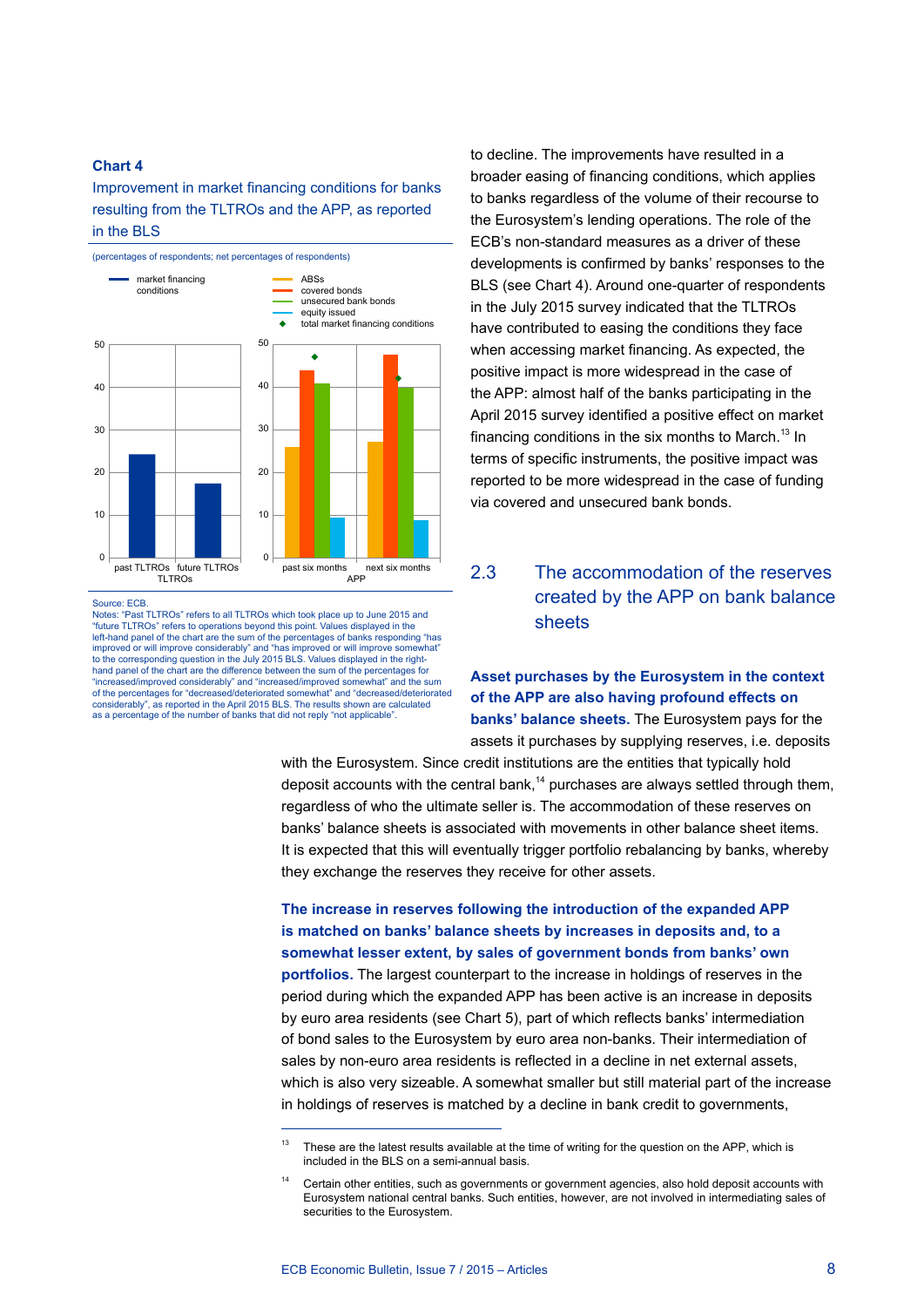**Chart 4**

Improvement in market financing conditions for banks resulting from the TLTROs and the APP, as reported in the BLS

(percentages of respondents; net percentages of respondents)

Source: ECB.
Notes: "Past TLTROs" refers to all TLTROs which took place up to June 2015 and "future TLTROs" refers to operations beyond this point. Values displayed in the left-hand panel of the chart are the sum of the percentages of banks responding "has improved or will improve considerably" and "has improved or will improve somewhat" to the corresponding question in the July 2015 BLS. Values displayed in the right-hand panel of the chart are the difference between the sum of the percentages for "increased/improved considerably" and "increased/improved somewhat" and the sum of the percentages for "decreased/deteriorated somewhat" and "decreased/deteriorated considerably", as reported in the April 2015 BLS. The results shown are calculated as a percentage of the number of banks that did not reply "not applicable".

to decline. The improvements have resulted in a broader easing of financing conditions, which applies to banks regardless of the volume of their recourse to the Eurosystem's lending operations. The role of the ECB's non-standard measures as a driver of these developments is confirmed by banks' responses to the BLS (see Chart 4). Around one-quarter of respondents in the July 2015 survey indicated that the TLTROs have contributed to easing the conditions they face when accessing market financing. As expected, the positive impact is more widespread in the case of the APP: almost half of the banks participating in the April 2015 survey identified a positive effect on market financing conditions in the six months to March.[13] In terms of specific instruments, the positive impact was reported to be more widespread in the case of funding via covered and unsecured bank bonds.

## 2.3 The accommodation of the reserves created by the APP on bank balance sheets

**Asset purchases by the Eurosystem in the context of the APP are also having profound effects on banks' balance sheets.** The Eurosystem pays for the assets it purchases by supplying reserves, i.e. deposits with the Eurosystem. Since credit institutions are the entities that typically hold deposit accounts with the central bank,[14] purchases are always settled through them, regardless of who the ultimate seller is. The accommodation of these reserves on banks' balance sheets is associated with movements in other balance sheet items. It is expected that this will eventually trigger portfolio rebalancing by banks, whereby they exchange the reserves they receive for other assets.

**The increase in reserves following the introduction of the expanded APP is matched on banks' balance sheets by increases in deposits and, to a somewhat lesser extent, by sales of government bonds from banks' own portfolios.** The largest counterpart to the increase in holdings of reserves in the period during which the expanded APP has been active is an increase in deposits by euro area residents (see Chart 5), part of which reflects banks' intermediation of bond sales to the Eurosystem by euro area non-banks. Their intermediation of sales by non-euro area residents is reflected in a decline in net external assets, which is also very sizeable. A somewhat smaller but still material part of the increase in holdings of reserves is matched by a decline in bank credit to governments,

[13] These are the latest results available at the time of writing for the question on the APP, which is included in the BLS on a semi-annual basis.

[14] Certain other entities, such as governments or government agencies, also hold deposit accounts with Eurosystem national central banks. Such entities, however, are not involved in intermediating sales of securities to the Eurosystem.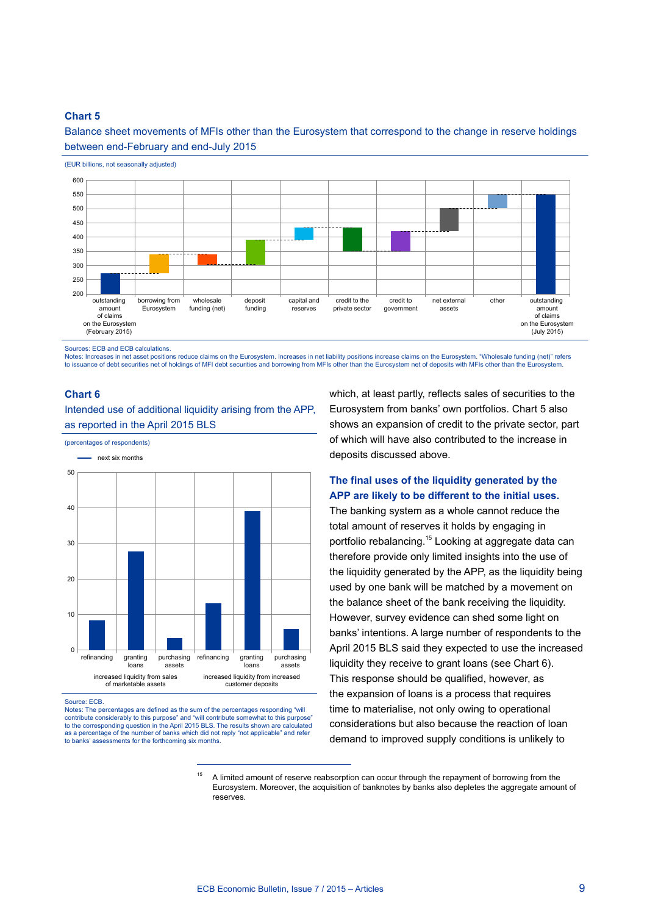**Chart 5**

Balance sheet movements of MFIs other than the Eurosystem that correspond to the change in reserve holdings between end-February and end-July 2015

(EUR billions, not seasonally adjusted)

Sources: ECB and ECB calculations.
Notes: Increases in net asset positions reduce claims on the Eurosystem. Increases in net liability positions increase claims on the Eurosystem. "Wholesale funding (net)" refers to issuance of debt securities net of holdings of MFI debt securities and borrowing from MFIs other than the Eurosystem net of deposits with MFIs other than the Eurosystem.

**Chart 6**

Intended use of additional liquidity arising from the APP, as reported in the April 2015 BLS

(percentages of respondents)

Source: ECB.
Notes: The percentages are defined as the sum of the percentages responding "will contribute considerably to this purpose" and "will contribute somewhat to this purpose" to the corresponding question in the April 2015 BLS. The results shown are calculated as a percentage of the number of banks which did not reply "not applicable" and refer to banks' assessments for the forthcoming six months.

which, at least partly, reflects sales of securities to the Eurosystem from banks' own portfolios. Chart 5 also shows an expansion of credit to the private sector, part of which will have also contributed to the increase in deposits discussed above.

**The final uses of the liquidity generated by the APP are likely to be different to the initial uses.**
The banking system as a whole cannot reduce the total amount of reserves it holds by engaging in portfolio rebalancing.[15] Looking at aggregate data can therefore provide only limited insights into the use of the liquidity generated by the APP, as the liquidity being used by one bank will be matched by a movement on the balance sheet of the bank receiving the liquidity. However, survey evidence can shed some light on banks' intentions. A large number of respondents to the April 2015 BLS said they expected to use the increased liquidity they receive to grant loans (see Chart 6). This response should be qualified, however, as the expansion of loans is a process that requires time to materialise, not only owing to operational considerations but also because the reaction of loan demand to improved supply conditions is unlikely to

---

[15] A limited amount of reserve reabsorption can occur through the repayment of borrowing from the Eurosystem. Moreover, the acquisition of banknotes by banks also depletes the aggregate amount of reserves.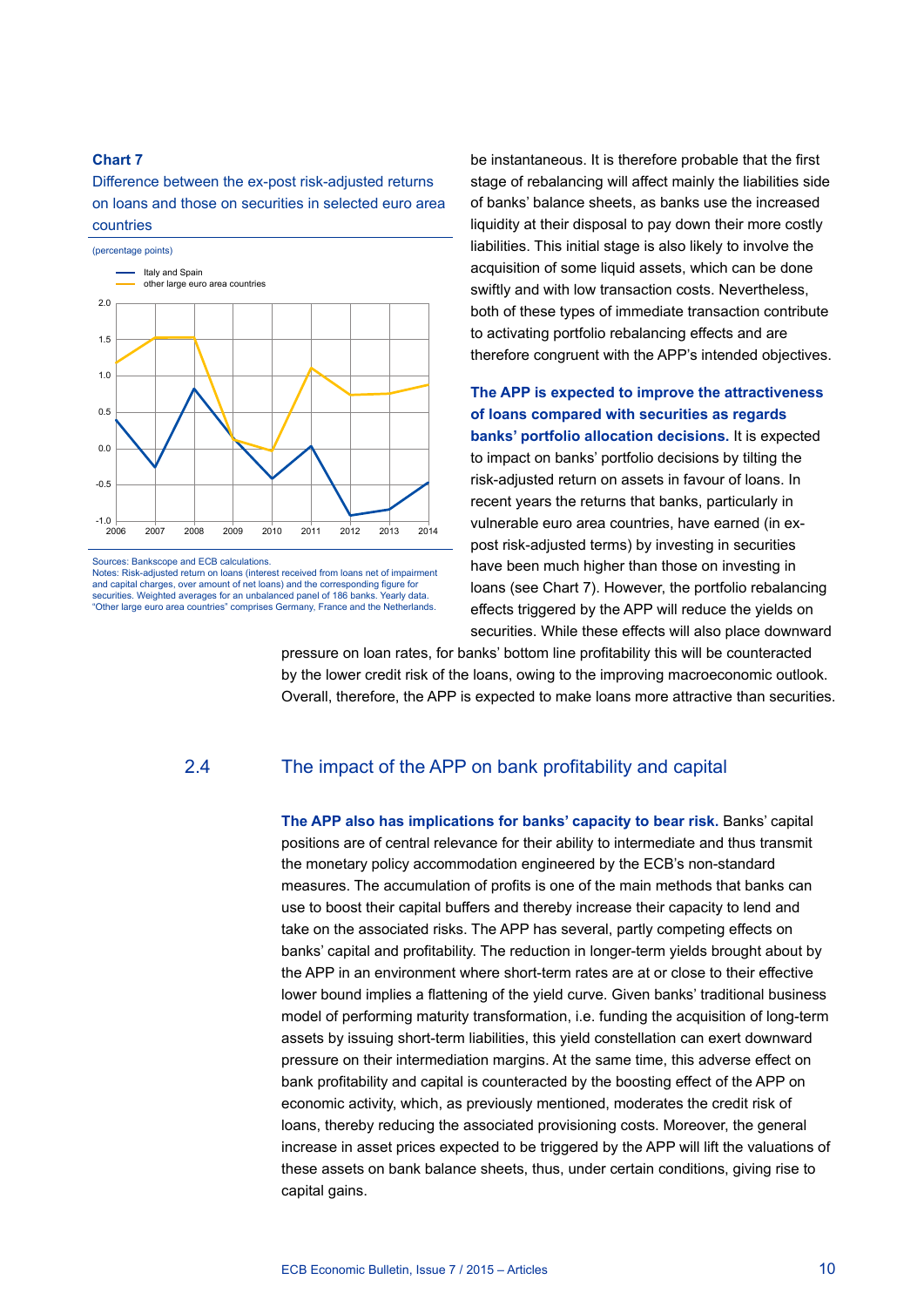**Chart 7**

Difference between the ex-post risk-adjusted returns on loans and those on securities in selected euro area countries

(percentage points)

Sources: Bankscope and ECB calculations.
Notes: Risk-adjusted return on loans (interest received from loans net of impairment and capital charges, over amount of net loans) and the corresponding figure for securities. Weighted averages for an unbalanced panel of 186 banks. Yearly data. "Other large euro area countries" comprises Germany, France and the Netherlands.

be instantaneous. It is therefore probable that the first stage of rebalancing will affect mainly the liabilities side of banks' balance sheets, as banks use the increased liquidity at their disposal to pay down their more costly liabilities. This initial stage is also likely to involve the acquisition of some liquid assets, which can be done swiftly and with low transaction costs. Nevertheless, both of these types of immediate transaction contribute to activating portfolio rebalancing effects and are therefore congruent with the APP's intended objectives.

**The APP is expected to improve the attractiveness of loans compared with securities as regards banks' portfolio allocation decisions.** It is expected to impact on banks' portfolio decisions by tilting the risk-adjusted return on assets in favour of loans. In recent years the returns that banks, particularly in vulnerable euro area countries, have earned (in ex-post risk-adjusted terms) by investing in securities have been much higher than those on investing in loans (see Chart 7). However, the portfolio rebalancing effects triggered by the APP will reduce the yields on securities. While these effects will also place downward pressure on loan rates, for banks' bottom line profitability this will be counteracted by the lower credit risk of the loans, owing to the improving macroeconomic outlook. Overall, therefore, the APP is expected to make loans more attractive than securities.

## 2.4 The impact of the APP on bank profitability and capital

**The APP also has implications for banks' capacity to bear risk.** Banks' capital positions are of central relevance for their ability to intermediate and thus transmit the monetary policy accommodation engineered by the ECB's non-standard measures. The accumulation of profits is one of the main methods that banks can use to boost their capital buffers and thereby increase their capacity to lend and take on the associated risks. The APP has several, partly competing effects on banks' capital and profitability. The reduction in longer-term yields brought about by the APP in an environment where short-term rates are at or close to their effective lower bound implies a flattening of the yield curve. Given banks' traditional business model of performing maturity transformation, i.e. funding the acquisition of long-term assets by issuing short-term liabilities, this yield constellation can exert downward pressure on their intermediation margins. At the same time, this adverse effect on bank profitability and capital is counteracted by the boosting effect of the APP on economic activity, which, as previously mentioned, moderates the credit risk of loans, thereby reducing the associated provisioning costs. Moreover, the general increase in asset prices expected to be triggered by the APP will lift the valuations of these assets on bank balance sheets, thus, under certain conditions, giving rise to capital gains.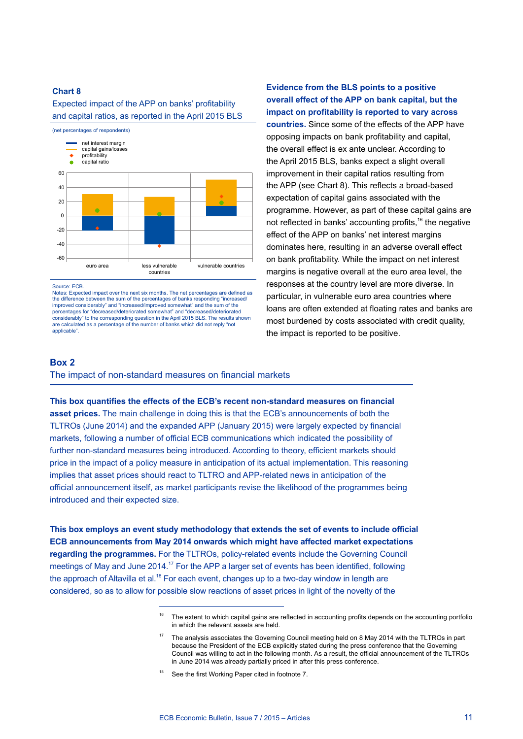### Chart 8

Expected impact of the APP on banks' profitability and capital ratios, as reported in the April 2015 BLS

(net percentages of respondents)

Source: ECB.
Notes: Expected impact over the next six months. The net percentages are defined as the difference between the sum of the percentages of banks responding "increased/improved considerably" and "increased/improved somewhat" and the sum of the percentages for "decreased/deteriorated somewhat" and "decreased/deteriorated considerably" to the corresponding question in the April 2015 BLS. The results shown are calculated as a percentage of the number of banks which did not reply "not applicable".

**Evidence from the BLS points to a positive overall effect of the APP on bank capital, but the impact on profitability is reported to vary across countries.** Since some of the effects of the APP have opposing impacts on bank profitability and capital, the overall effect is ex ante unclear. According to the April 2015 BLS, banks expect a slight overall improvement in their capital ratios resulting from the APP (see Chart 8). This reflects a broad-based expectation of capital gains associated with the programme. However, as part of these capital gains are not reflected in banks' accounting profits,[16] the negative effect of the APP on banks' net interest margins dominates here, resulting in an adverse overall effect on bank profitability. While the impact on net interest margins is negative overall at the euro area level, the responses at the country level are more diverse. In particular, in vulnerable euro area countries where loans are often extended at floating rates and banks are most burdened by costs associated with credit quality, the impact is reported to be positive.

## Box 2
### The impact of non-standard measures on financial markets

**This box quantifies the effects of the ECB's recent non-standard measures on financial asset prices.** The main challenge in doing this is that the ECB's announcements of both the TLTROs (June 2014) and the expanded APP (January 2015) were largely expected by financial markets, following a number of official ECB communications which indicated the possibility of further non-standard measures being introduced. According to theory, efficient markets should price in the impact of a policy measure in anticipation of its actual implementation. This reasoning implies that asset prices should react to TLTRO and APP-related news in anticipation of the official announcement itself, as market participants revise the likelihood of the programmes being introduced and their expected size.

**This box employs an event study methodology that extends the set of events to include official ECB announcements from May 2014 onwards which might have affected market expectations regarding the programmes.** For the TLTROs, policy-related events include the Governing Council meetings of May and June 2014.[17] For the APP a larger set of events has been identified, following the approach of Altavilla et al.[18] For each event, changes up to a two-day window in length are considered, so as to allow for possible slow reactions of asset prices in light of the novelty of the

---

[16] The extent to which capital gains are reflected in accounting profits depends on the accounting portfolio in which the relevant assets are held.

[17] The analysis associates the Governing Council meeting held on 8 May 2014 with the TLTROs in part because the President of the ECB explicitly stated during the press conference that the Governing Council was willing to act in the following month. As a result, the official announcement of the TLTROs in June 2014 was already partially priced in after this press conference.

[18] See the first Working Paper cited in footnote 7.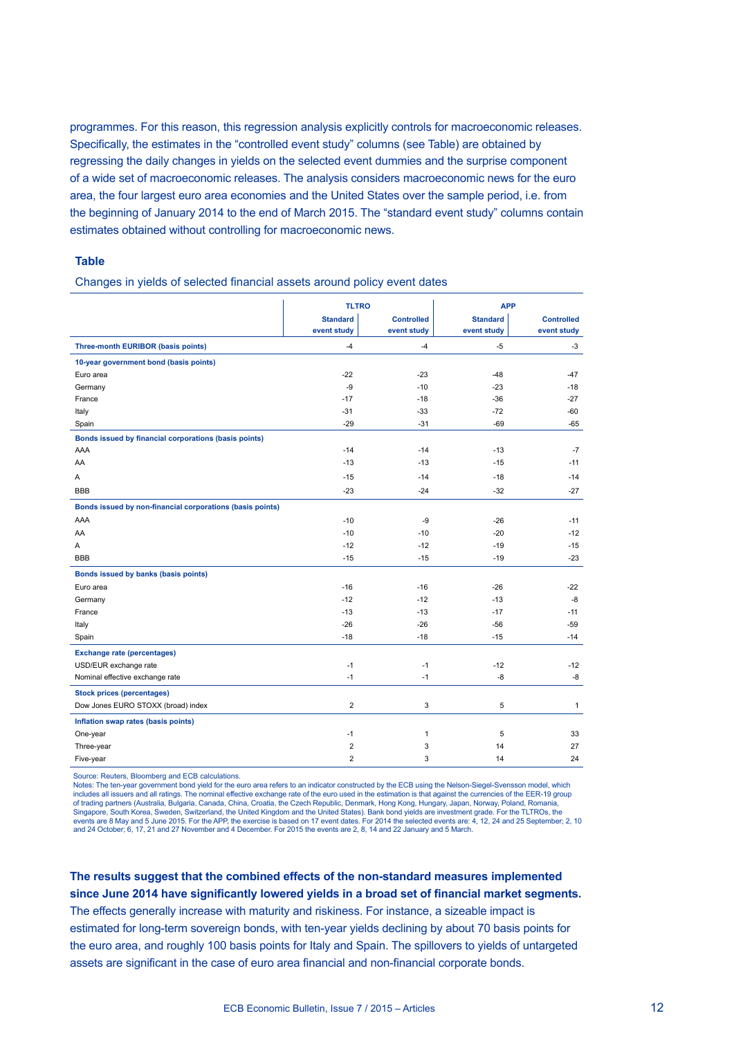programmes. For this reason, this regression analysis explicitly controls for macroeconomic releases. Specifically, the estimates in the "controlled event study" columns (see Table) are obtained by regressing the daily changes in yields on the selected event dummies and the surprise component of a wide set of macroeconomic releases. The analysis considers macroeconomic news for the euro area, the four largest euro area economies and the United States over the sample period, i.e. from the beginning of January 2014 to the end of March 2015. The "standard event study" columns contain estimates obtained without controlling for macroeconomic news.

**Table**

Changes in yields of selected financial assets around policy event dates

| | TLTRO | | APP | |
|---|---|---|---|---|
| | Standard event study | Controlled event study | Standard event study | Controlled event study |
| **Three-month EURIBOR (basis points)** | -4 | -4 | -5 | -3 |
| **10-year government bond (basis points)** | | | | |
| Euro area | -22 | -23 | -48 | -47 |
| Germany | -9 | -10 | -23 | -18 |
| France | -17 | -18 | -36 | -27 |
| Italy | -31 | -33 | -72 | -60 |
| Spain | -29 | -31 | -69 | -65 |
| **Bonds issued by financial corporations (basis points)** | | | | |
| AAA | -14 | -14 | -13 | -7 |
| AA | -13 | -13 | -15 | -11 |
| A | -15 | -14 | -18 | -14 |
| BBB | -23 | -24 | -32 | -27 |
| **Bonds issued by non-financial corporations (basis points)** | | | | |
| AAA | -10 | -9 | -26 | -11 |
| AA | -10 | -10 | -20 | -12 |
| A | -12 | -12 | -19 | -15 |
| BBB | -15 | -15 | -19 | -23 |
| **Bonds issued by banks (basis points)** | | | | |
| Euro area | -16 | -16 | -26 | -22 |
| Germany | -12 | -12 | -13 | -8 |
| France | -13 | -13 | -17 | -11 |
| Italy | -26 | -26 | -56 | -59 |
| Spain | -18 | -18 | -15 | -14 |
| **Exchange rate (percentages)** | | | | |
| USD/EUR exchange rate | -1 | -1 | -12 | -12 |
| Nominal effective exchange rate | -1 | -1 | -8 | -8 |
| **Stock prices (percentages)** | | | | |
| Dow Jones EURO STOXX (broad) index | 2 | 3 | 5 | 1 |
| **Inflation swap rates (basis points)** | | | | |
| One-year | -1 | 1 | 5 | 33 |
| Three-year | 2 | 3 | 14 | 27 |
| Five-year | 2 | 3 | 14 | 24 |

Source: Reuters, Bloomberg and ECB calculations.
Notes: The ten-year government bond yield for the euro area refers to an indicator constructed by the ECB using the Nelson-Siegel-Svensson model, which includes all issuers and all ratings. The nominal effective exchange rate of the euro used in the estimation is that against the currencies of the EER-19 group of trading partners (Australia, Bulgaria, Canada, China, Croatia, the Czech Republic, Denmark, Hong Kong, Hungary, Japan, Norway, Poland, Romania, Singapore, South Korea, Sweden, Switzerland, the United Kingdom and the United States). Bank bond yields are investment grade. For the TLTROs, the events are 8 May and 5 June 2015. For the APP, the exercise is based on 17 event dates. For 2014 the selected events are: 4, 12, 24 and 25 September; 2, 10 and 24 October; 6, 17, 21 and 27 November and 4 December. For 2015 the events are 2, 8, 14 and 22 January and 5 March.

**The results suggest that the combined effects of the non-standard measures implemented since June 2014 have significantly lowered yields in a broad set of financial market segments.** The effects generally increase with maturity and riskiness. For instance, a sizeable impact is estimated for long-term sovereign bonds, with ten-year yields declining by about 70 basis points for the euro area, and roughly 100 basis points for Italy and Spain. The spillovers to yields of untargeted assets are significant in the case of euro area financial and non-financial corporate bonds.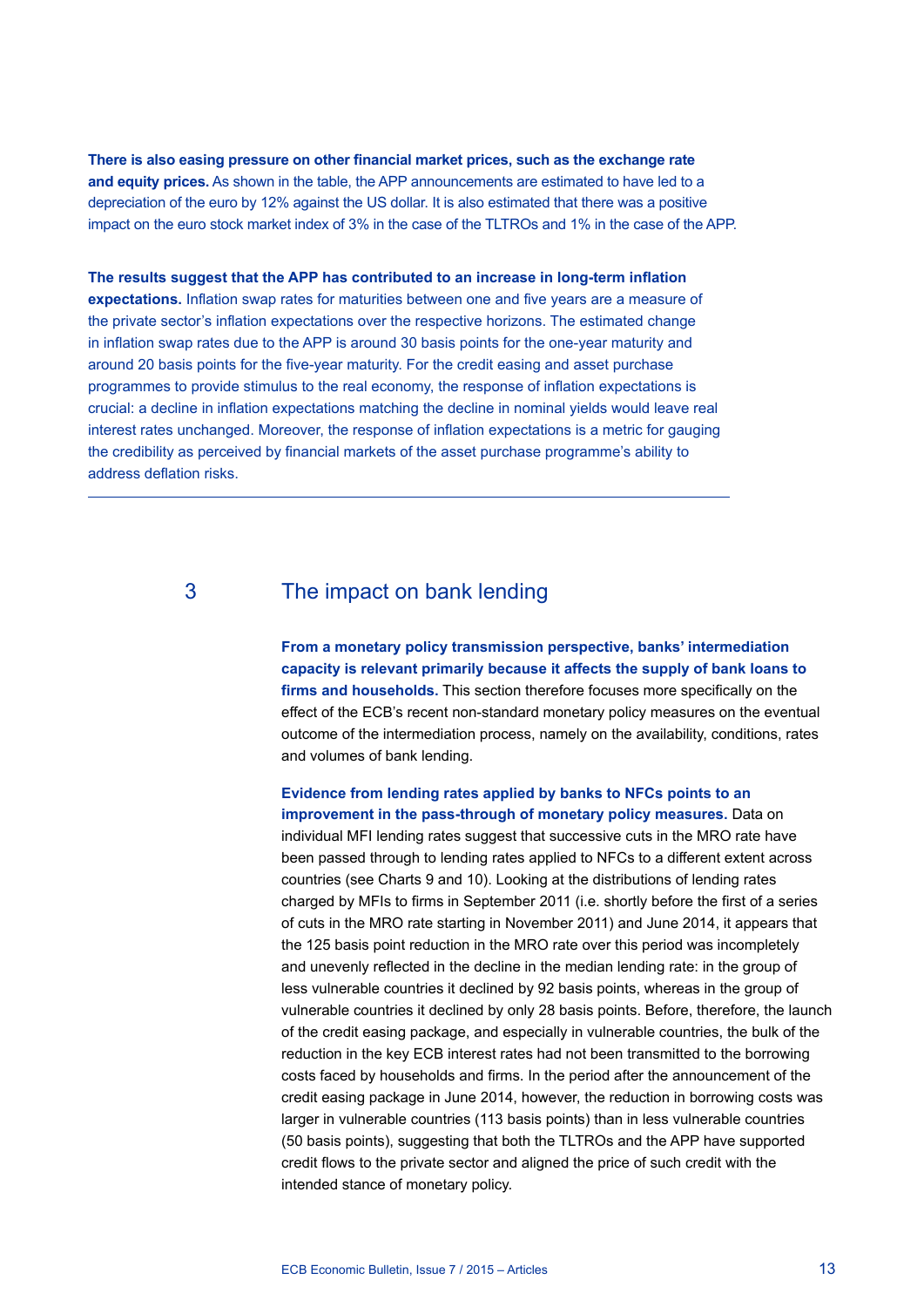**There is also easing pressure on other financial market prices, such as the exchange rate and equity prices.** As shown in the table, the APP announcements are estimated to have led to a depreciation of the euro by 12% against the US dollar. It is also estimated that there was a positive impact on the euro stock market index of 3% in the case of the TLTROs and 1% in the case of the APP.

**The results suggest that the APP has contributed to an increase in long-term inflation expectations.** Inflation swap rates for maturities between one and five years are a measure of the private sector's inflation expectations over the respective horizons. The estimated change in inflation swap rates due to the APP is around 30 basis points for the one-year maturity and around 20 basis points for the five-year maturity. For the credit easing and asset purchase programmes to provide stimulus to the real economy, the response of inflation expectations is crucial: a decline in inflation expectations matching the decline in nominal yields would leave real interest rates unchanged. Moreover, the response of inflation expectations is a metric for gauging the credibility as perceived by financial markets of the asset purchase programme's ability to address deflation risks.

## 3 The impact on bank lending

**From a monetary policy transmission perspective, banks' intermediation capacity is relevant primarily because it affects the supply of bank loans to firms and households.** This section therefore focuses more specifically on the effect of the ECB's recent non-standard monetary policy measures on the eventual outcome of the intermediation process, namely on the availability, conditions, rates and volumes of bank lending.

**Evidence from lending rates applied by banks to NFCs points to an improvement in the pass-through of monetary policy measures.** Data on individual MFI lending rates suggest that successive cuts in the MRO rate have been passed through to lending rates applied to NFCs to a different extent across countries (see Charts 9 and 10). Looking at the distributions of lending rates charged by MFIs to firms in September 2011 (i.e. shortly before the first of a series of cuts in the MRO rate starting in November 2011) and June 2014, it appears that the 125 basis point reduction in the MRO rate over this period was incompletely and unevenly reflected in the decline in the median lending rate: in the group of less vulnerable countries it declined by 92 basis points, whereas in the group of vulnerable countries it declined by only 28 basis points. Before, therefore, the launch of the credit easing package, and especially in vulnerable countries, the bulk of the reduction in the key ECB interest rates had not been transmitted to the borrowing costs faced by households and firms. In the period after the announcement of the credit easing package in June 2014, however, the reduction in borrowing costs was larger in vulnerable countries (113 basis points) than in less vulnerable countries (50 basis points), suggesting that both the TLTROs and the APP have supported credit flows to the private sector and aligned the price of such credit with the intended stance of monetary policy.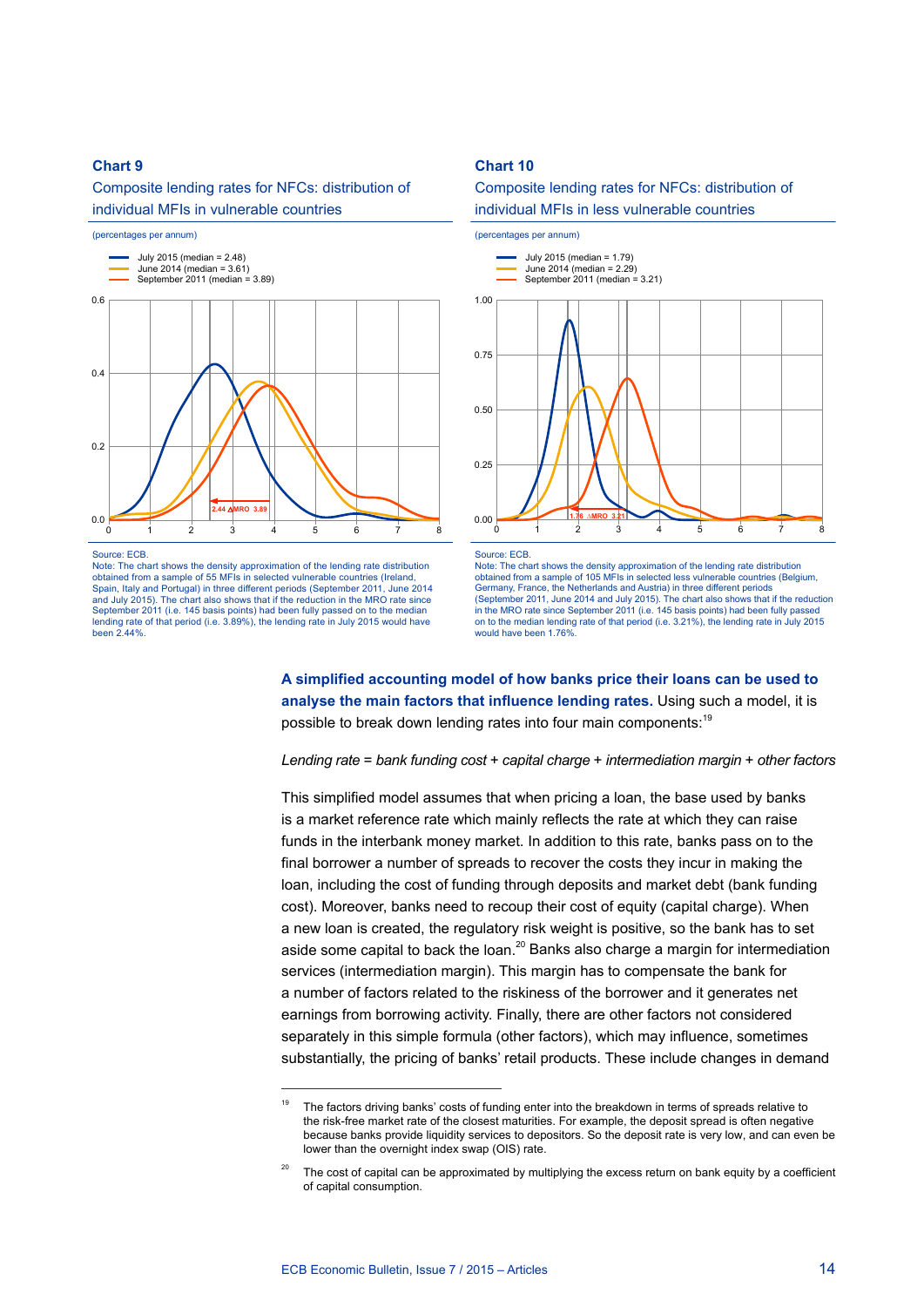### Chart 9

Composite lending rates for NFCs: distribution of individual MFIs in vulnerable countries

(percentages per annum)

- July 2015 (median = 2.48)
- June 2014 (median = 3.61)
- September 2011 (median = 3.89)

Source: ECB.

Note: The chart shows the density approximation of the lending rate distribution obtained from a sample of 55 MFIs in selected vulnerable countries (Ireland, Spain, Italy and Portugal) in three different periods (September 2011, June 2014 and July 2015). The chart also shows that if the reduction in the MRO rate since September 2011 (i.e. 145 basis points) had been fully passed on to the median lending rate of that period (i.e. 3.89%), the lending rate in July 2015 would have been 2.44%.

### Chart 10

Composite lending rates for NFCs: distribution of individual MFIs in less vulnerable countries

(percentages per annum)

- July 2015 (median = 1.79)
- June 2014 (median = 2.29)
- September 2011 (median = 3.21)

Source: ECB.

Note: The chart shows the density approximation of the lending rate distribution obtained from a sample of 105 MFIs in selected less vulnerable countries (Belgium, Germany, France, the Netherlands and Austria) in three different periods (September 2011, June 2014 and July 2015). The chart also shows that if the reduction in the MRO rate since September 2011 (i.e. 145 basis points) had been fully passed on to the median lending rate of that period (i.e. 3.21%), the lending rate in July 2015 would have been 1.76%.

**A simplified accounting model of how banks price their loans can be used to analyse the main factors that influence lending rates.** Using such a model, it is possible to break down lending rates into four main components:[19]

*Lending rate = bank funding cost + capital charge + intermediation margin + other factors*

This simplified model assumes that when pricing a loan, the base used by banks is a market reference rate which mainly reflects the rate at which they can raise funds in the interbank money market. In addition to this rate, banks pass on to the final borrower a number of spreads to recover the costs they incur in making the loan, including the cost of funding through deposits and market debt (bank funding cost). Moreover, banks need to recoup their cost of equity (capital charge). When a new loan is created, the regulatory risk weight is positive, so the bank has to set aside some capital to back the loan.[20] Banks also charge a margin for intermediation services (intermediation margin). This margin has to compensate the bank for a number of factors related to the riskiness of the borrower and it generates net earnings from borrowing activity. Finally, there are other factors not considered separately in this simple formula (other factors), which may influence, sometimes substantially, the pricing of banks' retail products. These include changes in demand

---

[19] The factors driving banks' costs of funding enter into the breakdown in terms of spreads relative to the risk-free market rate of the closest maturities. For example, the deposit spread is often negative because banks provide liquidity services to depositors. So the deposit rate is very low, and can even be lower than the overnight index swap (OIS) rate.

[20] The cost of capital can be approximated by multiplying the excess return on bank equity by a coefficient of capital consumption.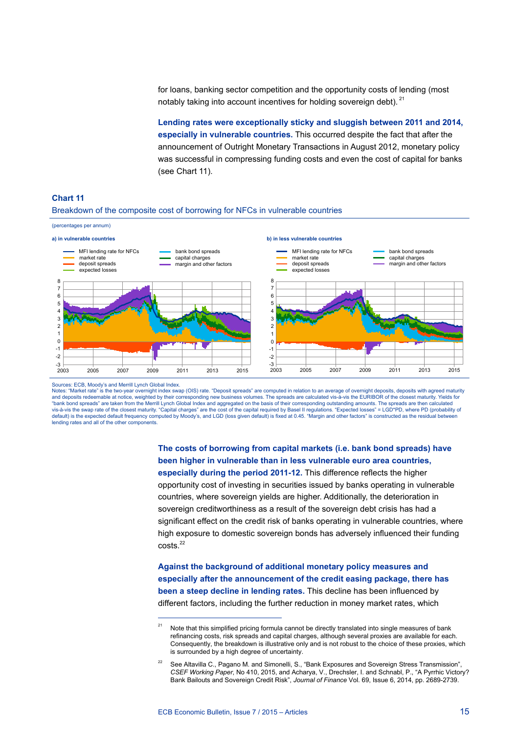for loans, banking sector competition and the opportunity costs of lending (most notably taking into account incentives for holding sovereign debt).[21]

**Lending rates were exceptionally sticky and sluggish between 2011 and 2014, especially in vulnerable countries.** This occurred despite the fact that after the announcement of Outright Monetary Transactions in August 2012, monetary policy was successful in compressing funding costs and even the cost of capital for banks (see Chart 11).

### Chart 11

Breakdown of the composite cost of borrowing for NFCs in vulnerable countries

(percentages per annum)

a) in vulnerable countries

b) in less vulnerable countries

Legend: MFI lending rate for NFCs; market rate; deposit spreads; expected losses; bank bond spreads; capital charges; margin and other factors

Sources: ECB, Moody's and Merrill Lynch Global Index.

Notes: "Market rate" is the two-year overnight index swap (OIS) rate. "Deposit spreads" are computed in relation to an average of overnight deposits, deposits with agreed maturity and deposits redeemable at notice, weighted by their corresponding new business volumes. The spreads are calculated vis-à-vis the EURIBOR of the closest maturity. Yields for "bank bond spreads" are taken from the Merrill Lynch Global Index and aggregated on the basis of their corresponding outstanding amounts. The spreads are then calculated vis-à-vis the swap rate of the closest maturity. "Capital charges" are the cost of the capital required by Basel II regulations. "Expected losses" = LGD*PD, where PD (probability of default) is the expected default frequency computed by Moody's, and LGD (loss given default) is fixed at 0.45. "Margin and other factors" is constructed as the residual between lending rates and all of the other components.

**The costs of borrowing from capital markets (i.e. bank bond spreads) have been higher in vulnerable than in less vulnerable euro area countries, especially during the period 2011-12.** This difference reflects the higher opportunity cost of investing in securities issued by banks operating in vulnerable countries, where sovereign yields are higher. Additionally, the deterioration in sovereign creditworthiness as a result of the sovereign debt crisis has had a significant effect on the credit risk of banks operating in vulnerable countries, where high exposure to domestic sovereign bonds has adversely influenced their funding costs.[22]

**Against the background of additional monetary policy measures and especially after the announcement of the credit easing package, there has been a steep decline in lending rates.** This decline has been influenced by different factors, including the further reduction in money market rates, which

---

[21] Note that this simplified pricing formula cannot be directly translated into single measures of bank refinancing costs, risk spreads and capital charges, although several proxies are available for each. Consequently, the breakdown is illustrative only and is not robust to the choice of these proxies, which is surrounded by a high degree of uncertainty.

[22] See Altavilla C., Pagano M. and Simonelli, S., "Bank Exposures and Sovereign Stress Transmission", *CSEF Working Paper*, No 410, 2015, and Acharya, V., Drechsler, I. and Schnabl, P., "A Pyrrhic Victory? Bank Bailouts and Sovereign Credit Risk", *Journal of Finance* Vol. 69, Issue 6, 2014, pp. 2689-2739.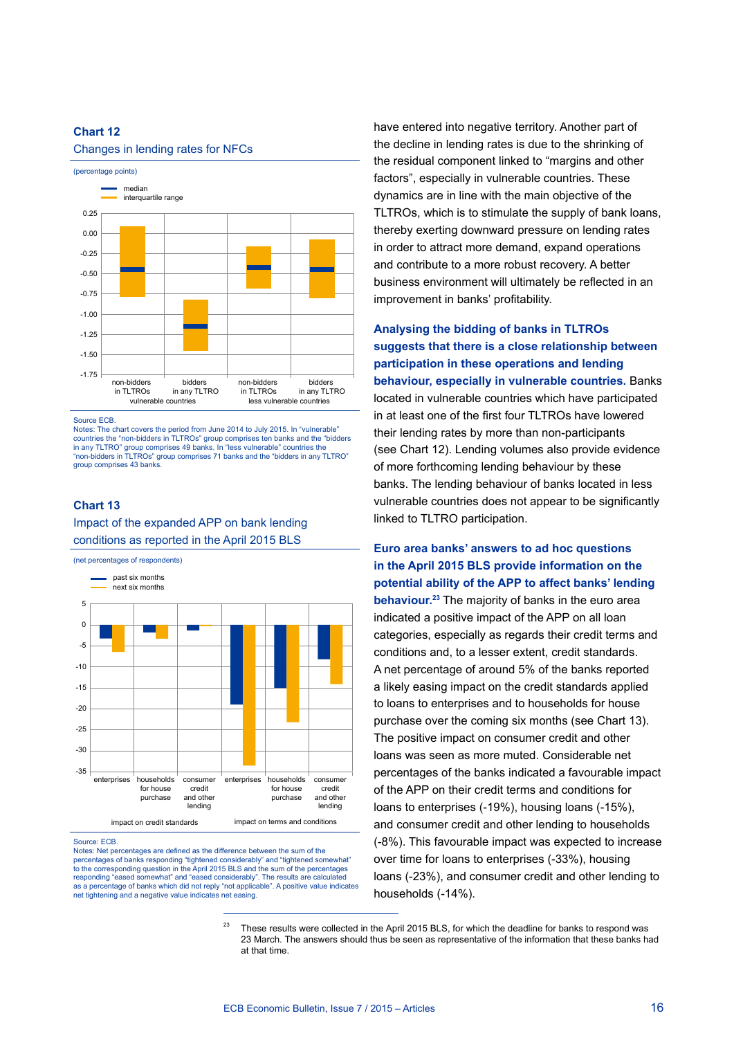**Chart 12**

Changes in lending rates for NFCs

(percentage points)

Source ECB.
Notes: The chart covers the period from June 2014 to July 2015. In "vulnerable" countries the "non-bidders in TLTROs" group comprises ten banks and the "bidders in any TLTRO" group comprises 49 banks. In "less vulnerable" countries the "non-bidders in TLTROs" group comprises 71 banks and the "bidders in any TLTRO" group comprises 43 banks.

**Chart 13**

Impact of the expanded APP on bank lending conditions as reported in the April 2015 BLS

(net percentages of respondents)

Source: ECB.
Notes: Net percentages are defined as the difference between the sum of the percentages of banks responding "tightened considerably" and "tightened somewhat" to the corresponding question in the April 2015 BLS and the sum of the percentages responding "eased somewhat" and "eased considerably". The results are calculated as a percentage of banks which did not reply "not applicable". A positive value indicates net tightening and a negative value indicates net easing.

have entered into negative territory. Another part of the decline in lending rates is due to the shrinking of the residual component linked to "margins and other factors", especially in vulnerable countries. These dynamics are in line with the main objective of the TLTROs, which is to stimulate the supply of bank loans, thereby exerting downward pressure on lending rates in order to attract more demand, expand operations and contribute to a more robust recovery. A better business environment will ultimately be reflected in an improvement in banks' profitability.

**Analysing the bidding of banks in TLTROs suggests that there is a close relationship between participation in these operations and lending behaviour, especially in vulnerable countries.** Banks located in vulnerable countries which have participated in at least one of the first four TLTROs have lowered their lending rates by more than non-participants (see Chart 12). Lending volumes also provide evidence of more forthcoming lending behaviour by these banks. The lending behaviour of banks located in less vulnerable countries does not appear to be significantly linked to TLTRO participation.

**Euro area banks' answers to ad hoc questions in the April 2015 BLS provide information on the potential ability of the APP to affect banks' lending behaviour.**[23] The majority of banks in the euro area indicated a positive impact of the APP on all loan categories, especially as regards their credit terms and conditions and, to a lesser extent, credit standards. A net percentage of around 5% of the banks reported a likely easing impact on the credit standards applied to loans to enterprises and to households for house purchase over the coming six months (see Chart 13). The positive impact on consumer credit and other loans was seen as more muted. Considerable net percentages of the banks indicated a favourable impact of the APP on their credit terms and conditions for loans to enterprises (-19%), housing loans (-15%), and consumer credit and other lending to households (-8%). This favourable impact was expected to increase over time for loans to enterprises (-33%), housing loans (-23%), and consumer credit and other lending to households (-14%).

[23] These results were collected in the April 2015 BLS, for which the deadline for banks to respond was 23 March. The answers should thus be seen as representative of the information that these banks had at that time.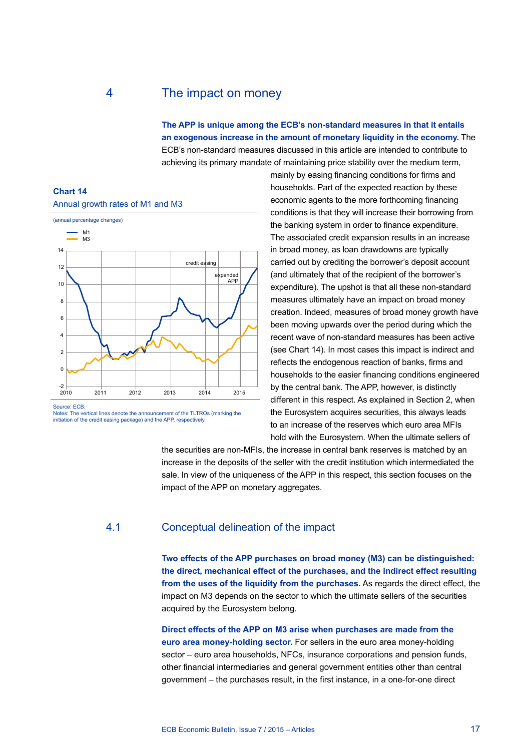## 4 The impact on money

**The APP is unique among the ECB's non-standard measures in that it entails an exogenous increase in the amount of monetary liquidity in the economy.** The ECB's non-standard measures discussed in this article are intended to contribute to achieving its primary mandate of maintaining price stability over the medium term, mainly by easing financing conditions for firms and households. Part of the expected reaction by these economic agents to the more forthcoming financing conditions is that they will increase their borrowing from the banking system in order to finance expenditure. The associated credit expansion results in an increase in broad money, as loan drawdowns are typically carried out by crediting the borrower's deposit account (and ultimately that of the recipient of the borrower's expenditure). The upshot is that all these non-standard measures ultimately have an impact on broad money creation. Indeed, measures of broad money growth have been moving upwards over the period during which the recent wave of non-standard measures has been active (see Chart 14). In most cases this impact is indirect and reflects the endogenous reaction of banks, firms and households to the easier financing conditions engineered by the central bank. The APP, however, is distinctly different in this respect. As explained in Section 2, when the Eurosystem acquires securities, this always leads to an increase of the reserves which euro area MFIs hold with the Eurosystem. When the ultimate sellers of the securities are non-MFIs, the increase in central bank reserves is matched by an increase in the deposits of the seller with the credit institution which intermediated the sale. In view of the uniqueness of the APP in this respect, this section focuses on the impact of the APP on monetary aggregates.

**Chart 14**
Annual growth rates of M1 and M3

(annual percentage changes)

Source: ECB.
Notes: The vertical lines denote the announcement of the TLTROs (marking the initiation of the credit easing package) and the APP, respectively.

### 4.1 Conceptual delineation of the impact

**Two effects of the APP purchases on broad money (M3) can be distinguished: the direct, mechanical effect of the purchases, and the indirect effect resulting from the uses of the liquidity from the purchases.** As regards the direct effect, the impact on M3 depends on the sector to which the ultimate sellers of the securities acquired by the Eurosystem belong.

**Direct effects of the APP on M3 arise when purchases are made from the euro area money-holding sector.** For sellers in the euro area money-holding sector – euro area households, NFCs, insurance corporations and pension funds, other financial intermediaries and general government entities other than central government – the purchases result, in the first instance, in a one-for-one direct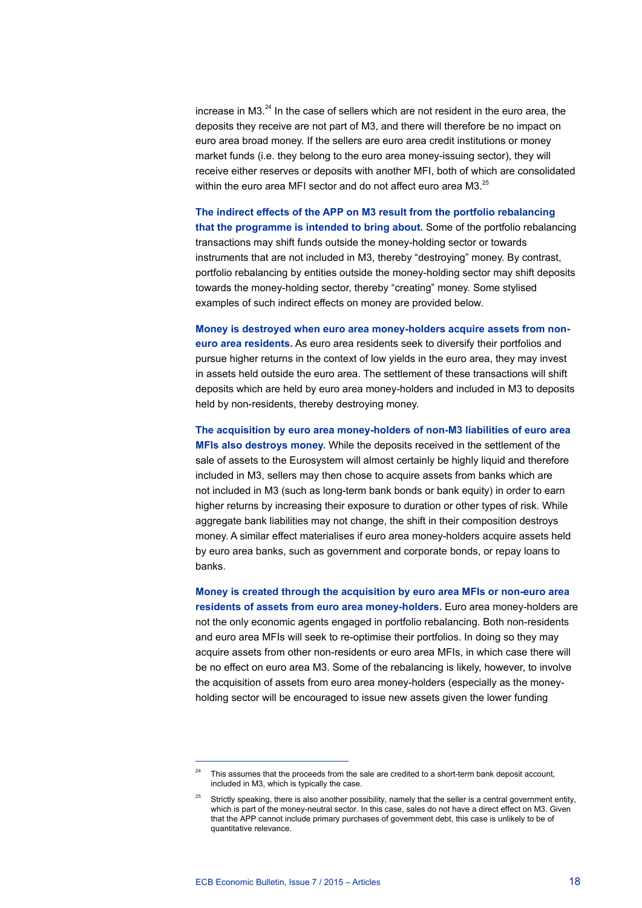increase in M3.[24] In the case of sellers which are not resident in the euro area, the deposits they receive are not part of M3, and there will therefore be no impact on euro area broad money. If the sellers are euro area credit institutions or money market funds (i.e. they belong to the euro area money-issuing sector), they will receive either reserves or deposits with another MFI, both of which are consolidated within the euro area MFI sector and do not affect euro area M3.[25]

**The indirect effects of the APP on M3 result from the portfolio rebalancing that the programme is intended to bring about.** Some of the portfolio rebalancing transactions may shift funds outside the money-holding sector or towards instruments that are not included in M3, thereby "destroying" money. By contrast, portfolio rebalancing by entities outside the money-holding sector may shift deposits towards the money-holding sector, thereby "creating" money. Some stylised examples of such indirect effects on money are provided below.

**Money is destroyed when euro area money-holders acquire assets from non-euro area residents.** As euro area residents seek to diversify their portfolios and pursue higher returns in the context of low yields in the euro area, they may invest in assets held outside the euro area. The settlement of these transactions will shift deposits which are held by euro area money-holders and included in M3 to deposits held by non-residents, thereby destroying money.

**The acquisition by euro area money-holders of non-M3 liabilities of euro area MFIs also destroys money.** While the deposits received in the settlement of the sale of assets to the Eurosystem will almost certainly be highly liquid and therefore included in M3, sellers may then chose to acquire assets from banks which are not included in M3 (such as long-term bank bonds or bank equity) in order to earn higher returns by increasing their exposure to duration or other types of risk. While aggregate bank liabilities may not change, the shift in their composition destroys money. A similar effect materialises if euro area money-holders acquire assets held by euro area banks, such as government and corporate bonds, or repay loans to banks.

**Money is created through the acquisition by euro area MFIs or non-euro area residents of assets from euro area money-holders.** Euro area money-holders are not the only economic agents engaged in portfolio rebalancing. Both non-residents and euro area MFIs will seek to re-optimise their portfolios. In doing so they may acquire assets from other non-residents or euro area MFIs, in which case there will be no effect on euro area M3. Some of the rebalancing is likely, however, to involve the acquisition of assets from euro area money-holders (especially as the money-holding sector will be encouraged to issue new assets given the lower funding

---

[24] This assumes that the proceeds from the sale are credited to a short-term bank deposit account, included in M3, which is typically the case.

[25] Strictly speaking, there is also another possibility, namely that the seller is a central government entity, which is part of the money-neutral sector. In this case, sales do not have a direct effect on M3. Given that the APP cannot include primary purchases of government debt, this case is unlikely to be of quantitative relevance.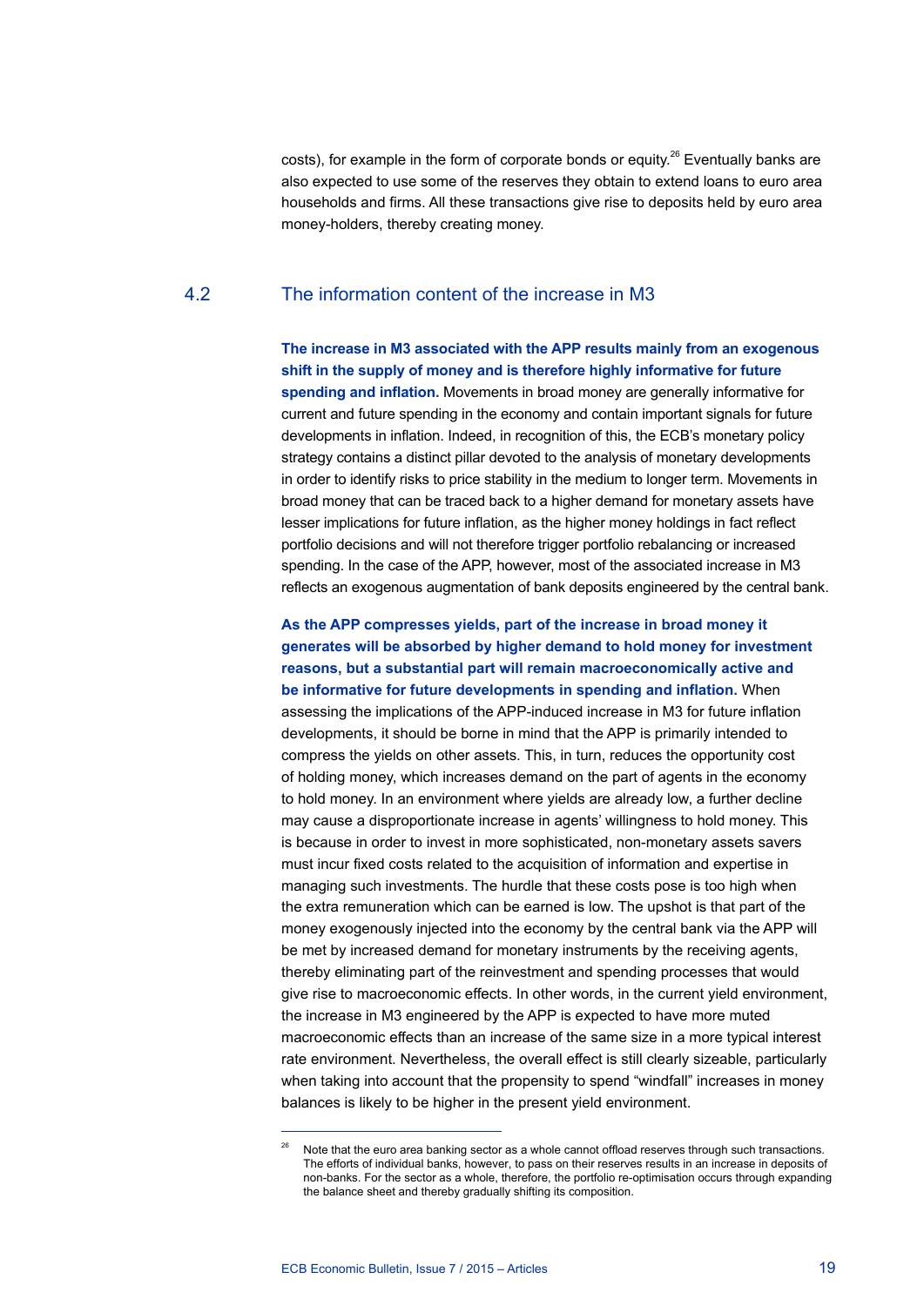costs), for example in the form of corporate bonds or equity.[26] Eventually banks are also expected to use some of the reserves they obtain to extend loans to euro area households and firms. All these transactions give rise to deposits held by euro area money-holders, thereby creating money.

## 4.2 The information content of the increase in M3

**The increase in M3 associated with the APP results mainly from an exogenous shift in the supply of money and is therefore highly informative for future spending and inflation.** Movements in broad money are generally informative for current and future spending in the economy and contain important signals for future developments in inflation. Indeed, in recognition of this, the ECB's monetary policy strategy contains a distinct pillar devoted to the analysis of monetary developments in order to identify risks to price stability in the medium to longer term. Movements in broad money that can be traced back to a higher demand for monetary assets have lesser implications for future inflation, as the higher money holdings in fact reflect portfolio decisions and will not therefore trigger portfolio rebalancing or increased spending. In the case of the APP, however, most of the associated increase in M3 reflects an exogenous augmentation of bank deposits engineered by the central bank.

**As the APP compresses yields, part of the increase in broad money it generates will be absorbed by higher demand to hold money for investment reasons, but a substantial part will remain macroeconomically active and be informative for future developments in spending and inflation.** When assessing the implications of the APP-induced increase in M3 for future inflation developments, it should be borne in mind that the APP is primarily intended to compress the yields on other assets. This, in turn, reduces the opportunity cost of holding money, which increases demand on the part of agents in the economy to hold money. In an environment where yields are already low, a further decline may cause a disproportionate increase in agents' willingness to hold money. This is because in order to invest in more sophisticated, non-monetary assets savers must incur fixed costs related to the acquisition of information and expertise in managing such investments. The hurdle that these costs pose is too high when the extra remuneration which can be earned is low. The upshot is that part of the money exogenously injected into the economy by the central bank via the APP will be met by increased demand for monetary instruments by the receiving agents, thereby eliminating part of the reinvestment and spending processes that would give rise to macroeconomic effects. In other words, in the current yield environment, the increase in M3 engineered by the APP is expected to have more muted macroeconomic effects than an increase of the same size in a more typical interest rate environment. Nevertheless, the overall effect is still clearly sizeable, particularly when taking into account that the propensity to spend "windfall" increases in money balances is likely to be higher in the present yield environment.

---

[26] Note that the euro area banking sector as a whole cannot offload reserves through such transactions. The efforts of individual banks, however, to pass on their reserves results in an increase in deposits of non-banks. For the sector as a whole, therefore, the portfolio re-optimisation occurs through expanding the balance sheet and thereby gradually shifting its composition.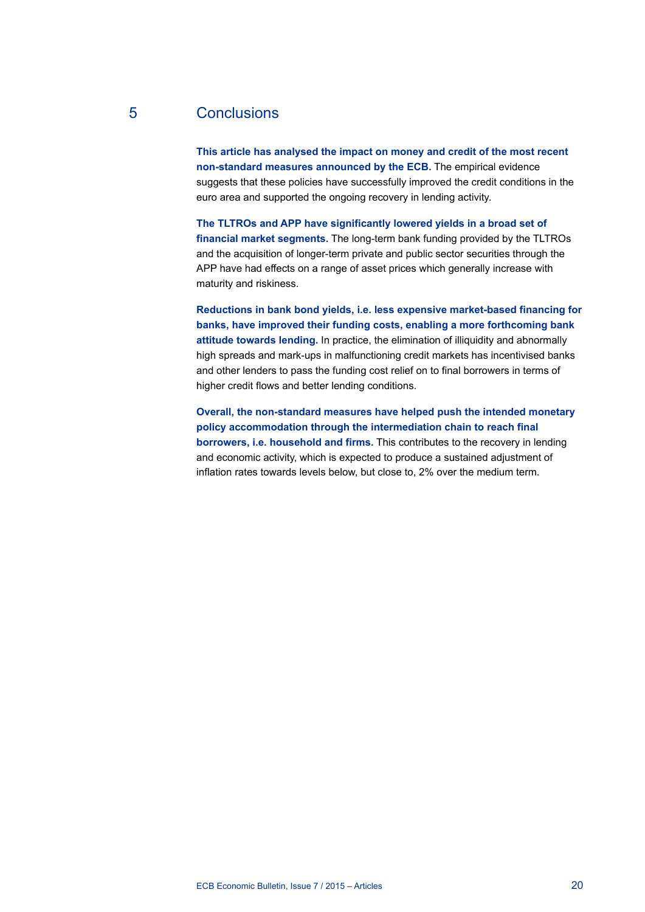## 5 Conclusions

**This article has analysed the impact on money and credit of the most recent non-standard measures announced by the ECB.** The empirical evidence suggests that these policies have successfully improved the credit conditions in the euro area and supported the ongoing recovery in lending activity.

**The TLTROs and APP have significantly lowered yields in a broad set of financial market segments.** The long-term bank funding provided by the TLTROs and the acquisition of longer-term private and public sector securities through the APP have had effects on a range of asset prices which generally increase with maturity and riskiness.

**Reductions in bank bond yields, i.e. less expensive market-based financing for banks, have improved their funding costs, enabling a more forthcoming bank attitude towards lending.** In practice, the elimination of illiquidity and abnormally high spreads and mark-ups in malfunctioning credit markets has incentivised banks and other lenders to pass the funding cost relief on to final borrowers in terms of higher credit flows and better lending conditions.

**Overall, the non-standard measures have helped push the intended monetary policy accommodation through the intermediation chain to reach final borrowers, i.e. household and firms.** This contributes to the recovery in lending and economic activity, which is expected to produce a sustained adjustment of inflation rates towards levels below, but close to, 2% over the medium term.